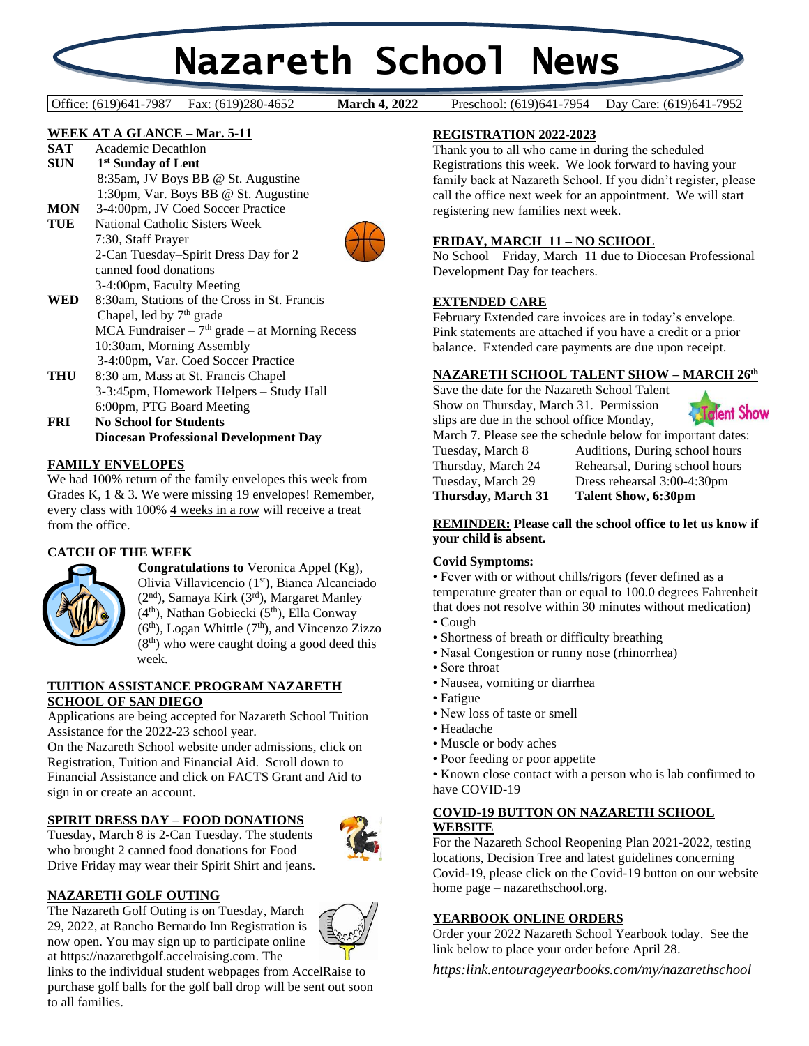# Nazareth School News

Office: (619)641-7987 Fax: (619)280-4652 **March 4, 2022** Preschool: (619)641-7954 Day Care: (619)641-7952

## WEEK AT A GLANCE – Mar. 5-11

**SAT** Academic Decathlon

**SUN** **1st Sunday of Lent**
8:35am, JV Boys BB @ St. Augustine
1:30pm, Var. Boys BB @ St. Augustine

**MON** 3-4:00pm, JV Coed Soccer Practice

**TUE** National Catholic Sisters Week
7:30, Staff Prayer
2-Can Tuesday–Spirit Dress Day for 2 canned food donations
3-4:00pm, Faculty Meeting

**WED** 8:30am, Stations of the Cross in St. Francis Chapel, led by 7th grade
MCA Fundraiser – 7th grade – at Morning Recess
10:30am, Morning Assembly
3-4:00pm, Var. Coed Soccer Practice

**THU** 8:30 am, Mass at St. Francis Chapel
3-3:45pm, Homework Helpers – Study Hall
6:00pm, PTG Board Meeting

**FRI** **No School for Students**
**Diocesan Professional Development Day**

## FAMILY ENVELOPES

We had 100% return of the family envelopes this week from Grades K, 1 & 3. We were missing 19 envelopes! Remember, every class with 100% 4 weeks in a row will receive a treat from the office.

## CATCH OF THE WEEK

**Congratulations to** Veronica Appel (Kg), Olivia Villavicencio (1st), Bianca Alcanciado (2nd), Samaya Kirk (3rd), Margaret Manley (4th), Nathan Gobiecki (5th), Ella Conway (6th), Logan Whittle (7th), and Vincenzo Zizzo (8th) who were caught doing a good deed this week.

## TUITION ASSISTANCE PROGRAM NAZARETH SCHOOL OF SAN DIEGO

Applications are being accepted for Nazareth School Tuition Assistance for the 2022-23 school year.

On the Nazareth School website under admissions, click on Registration, Tuition and Financial Aid. Scroll down to Financial Assistance and click on FACTS Grant and Aid to sign in or create an account.

## SPIRIT DRESS DAY – FOOD DONATIONS

Tuesday, March 8 is 2-Can Tuesday. The students who brought 2 canned food donations for Food Drive Friday may wear their Spirit Shirt and jeans.

## NAZARETH GOLF OUTING

The Nazareth Golf Outing is on Tuesday, March 29, 2022, at Rancho Bernardo Inn Registration is now open. You may sign up to participate online at https://nazarethgolf.accelraising.com. The links to the individual student webpages from AccelRaise to purchase golf balls for the golf ball drop will be sent out soon to all families.

## REGISTRATION 2022-2023

Thank you to all who came in during the scheduled Registrations this week. We look forward to having your family back at Nazareth School. If you didn't register, please call the office next week for an appointment. We will start registering new families next week.

## FRIDAY, MARCH 11 – NO SCHOOL

No School – Friday, March 11 due to Diocesan Professional Development Day for teachers.

## EXTENDED CARE

February Extended care invoices are in today's envelope. Pink statements are attached if you have a credit or a prior balance. Extended care payments are due upon receipt.

## NAZARETH SCHOOL TALENT SHOW – MARCH 26th

Save the date for the Nazareth School Talent Show on Thursday, March 31. Permission slips are due in the school office Monday, March 7. Please see the schedule below for important dates:

| | |
|---|---|
| Tuesday, March 8 | Auditions, During school hours |
| Thursday, March 24 | Rehearsal, During school hours |
| Tuesday, March 29 | Dress rehearsal 3:00-4:30pm |
| **Thursday, March 31** | **Talent Show, 6:30pm** |

**REMINDER: Please call the school office to let us know if your child is absent.**

**Covid Symptoms:**

- Fever with or without chills/rigors (fever defined as a temperature greater than or equal to 100.0 degrees Fahrenheit that does not resolve within 30 minutes without medication)
- Cough
- Shortness of breath or difficulty breathing
- Nasal Congestion or runny nose (rhinorrhea)
- Sore throat
- Nausea, vomiting or diarrhea
- Fatigue
- New loss of taste or smell
- Headache
- Muscle or body aches
- Poor feeding or poor appetite
- Known close contact with a person who is lab confirmed to have COVID-19

## COVID-19 BUTTON ON NAZARETH SCHOOL WEBSITE

For the Nazareth School Reopening Plan 2021-2022, testing locations, Decision Tree and latest guidelines concerning Covid-19, please click on the Covid-19 button on our website home page – nazarethschool.org.

## YEARBOOK ONLINE ORDERS

Order your 2022 Nazareth School Yearbook today. See the link below to place your order before April 28.

*https:link.entourageyearbooks.com/my/nazarethschool*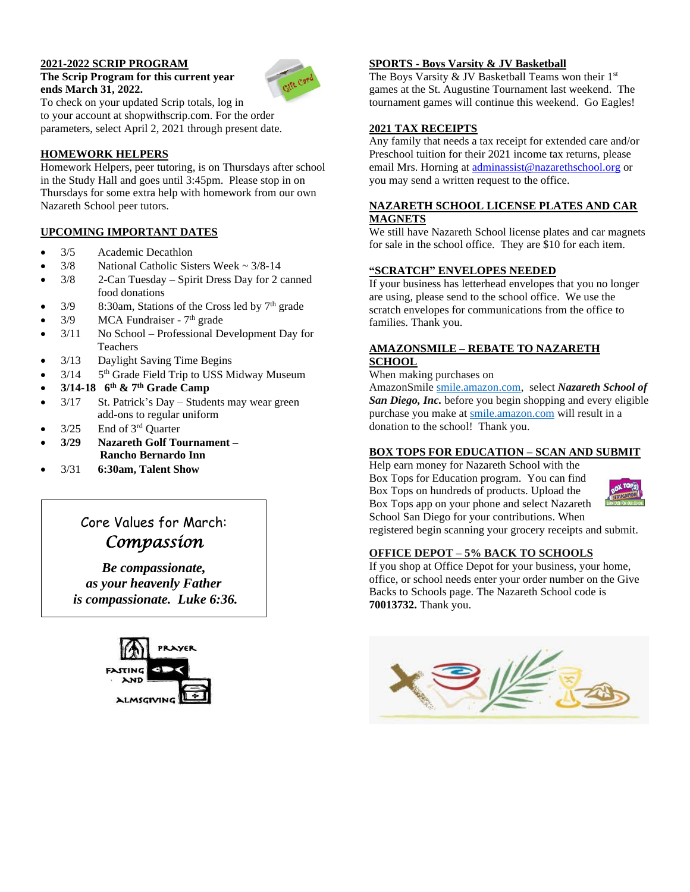## 2021-2022 SCRIP PROGRAM

**The Scrip Program for this current year ends March 31, 2022.**

To check on your updated Scrip totals, log in to your account at shopwithscrip.com. For the order parameters, select April 2, 2021 through present date.

## HOMEWORK HELPERS

Homework Helpers, peer tutoring, is on Thursdays after school in the Study Hall and goes until 3:45pm. Please stop in on Thursdays for some extra help with homework from our own Nazareth School peer tutors.

## UPCOMING IMPORTANT DATES

- 3/5 Academic Decathlon
- 3/8 National Catholic Sisters Week ~ 3/8-14
- 3/8 2-Can Tuesday – Spirit Dress Day for 2 canned food donations
- 3/9 8:30am, Stations of the Cross led by 7th grade
- 3/9 MCA Fundraiser - 7th grade
- 3/11 No School – Professional Development Day for Teachers
- 3/13 Daylight Saving Time Begins
- 3/14 5th Grade Field Trip to USS Midway Museum
- **3/14-18 6th & 7th Grade Camp**
- 3/17 St. Patrick's Day – Students may wear green add-ons to regular uniform
- 3/25 End of 3rd Quarter
- **3/29 Nazareth Golf Tournament – Rancho Bernardo Inn**
- 3/31 **6:30am, Talent Show**

Core Values for March:

*Compassion*

***Be compassionate, as your heavenly Father is compassionate. Luke 6:36.***

PRAYER

FASTING AND

ALMSGIVING

## SPORTS - Boys Varsity & JV Basketball

The Boys Varsity & JV Basketball Teams won their 1st games at the St. Augustine Tournament last weekend. The tournament games will continue this weekend. Go Eagles!

## 2021 TAX RECEIPTS

Any family that needs a tax receipt for extended care and/or Preschool tuition for their 2021 income tax returns, please email Mrs. Horning at adminassist@nazarethschool.org or you may send a written request to the office.

## NAZARETH SCHOOL LICENSE PLATES AND CAR MAGNETS

We still have Nazareth School license plates and car magnets for sale in the school office. They are $10 for each item.

## "SCRATCH" ENVELOPES NEEDED

If your business has letterhead envelopes that you no longer are using, please send to the school office. We use the scratch envelopes for communications from the office to families. Thank you.

## AMAZONSMILE – REBATE TO NAZARETH SCHOOL

When making purchases on AmazonSmile smile.amazon.com, select ***Nazareth School of San Diego, Inc.*** before you begin shopping and every eligible purchase you make at smile.amazon.com will result in a donation to the school! Thank you.

## BOX TOPS FOR EDUCATION – SCAN AND SUBMIT

Help earn money for Nazareth School with the Box Tops for Education program. You can find Box Tops on hundreds of products. Upload the Box Tops app on your phone and select Nazareth School San Diego for your contributions. When registered begin scanning your grocery receipts and submit.

## OFFICE DEPOT – 5% BACK TO SCHOOLS

If you shop at Office Depot for your business, your home, office, or school needs enter your order number on the Give Backs to Schools page. The Nazareth School code is **70013732.** Thank you.